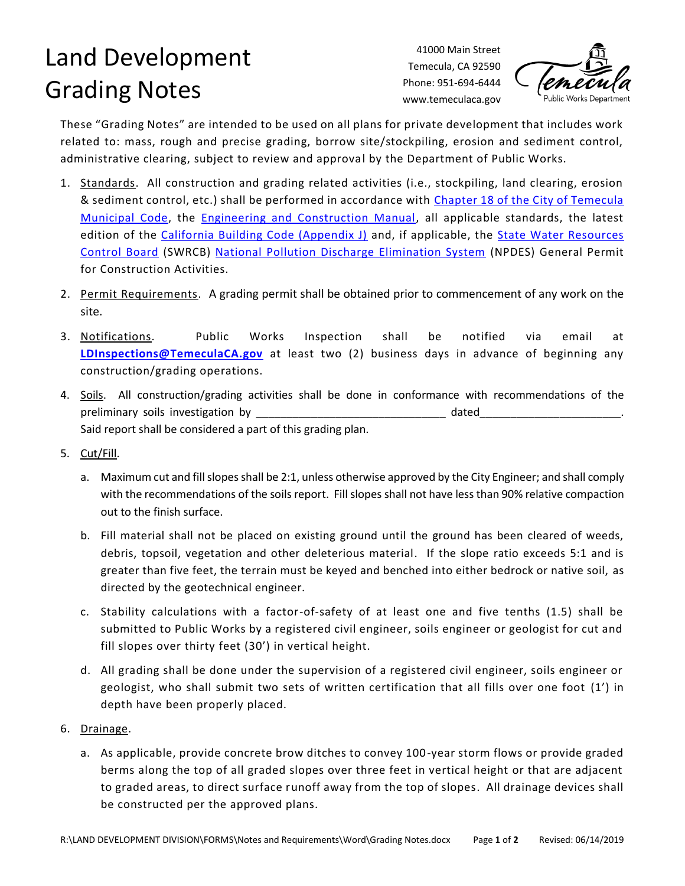# Land Development Grading Notes

41000 Main Street
Temecula, CA 92590
Phone: 951-694-6444
www.temeculaca.gov

Temecula Public Works Department

These "Grading Notes" are intended to be used on all plans for private development that includes work related to: mass, rough and precise grading, borrow site/stockpiling, erosion and sediment control, administrative clearing, subject to review and approval by the Department of Public Works.

1. Standards. All construction and grading related activities (i.e., stockpiling, land clearing, erosion & sediment control, etc.) shall be performed in accordance with Chapter 18 of the City of Temecula Municipal Code, the Engineering and Construction Manual, all applicable standards, the latest edition of the California Building Code (Appendix J) and, if applicable, the State Water Resources Control Board (SWRCB) National Pollution Discharge Elimination System (NPDES) General Permit for Construction Activities.
2. Permit Requirements. A grading permit shall be obtained prior to commencement of any work on the site.
3. Notifications. Public Works Inspection shall be notified via email at **LDInspections@TemeculaCA.gov** at least two (2) business days in advance of beginning any construction/grading operations.
4. Soils. All construction/grading activities shall be done in conformance with recommendations of the preliminary soils investigation by ______________________________ dated______________________. Said report shall be considered a part of this grading plan.
5. Cut/Fill.
    a. Maximum cut and fill slopes shall be 2:1, unless otherwise approved by the City Engineer; and shall comply with the recommendations of the soils report. Fill slopes shall not have less than 90% relative compaction out to the finish surface.
    b. Fill material shall not be placed on existing ground until the ground has been cleared of weeds, debris, topsoil, vegetation and other deleterious material. If the slope ratio exceeds 5:1 and is greater than five feet, the terrain must be keyed and benched into either bedrock or native soil, as directed by the geotechnical engineer.
    c. Stability calculations with a factor-of-safety of at least one and five tenths (1.5) shall be submitted to Public Works by a registered civil engineer, soils engineer or geologist for cut and fill slopes over thirty feet (30') in vertical height.
    d. All grading shall be done under the supervision of a registered civil engineer, soils engineer or geologist, who shall submit two sets of written certification that all fills over one foot (1') in depth have been properly placed.
6. Drainage.
    a. As applicable, provide concrete brow ditches to convey 100-year storm flows or provide graded berms along the top of all graded slopes over three feet in vertical height or that are adjacent to graded areas, to direct surface runoff away from the top of slopes. All drainage devices shall be constructed per the approved plans.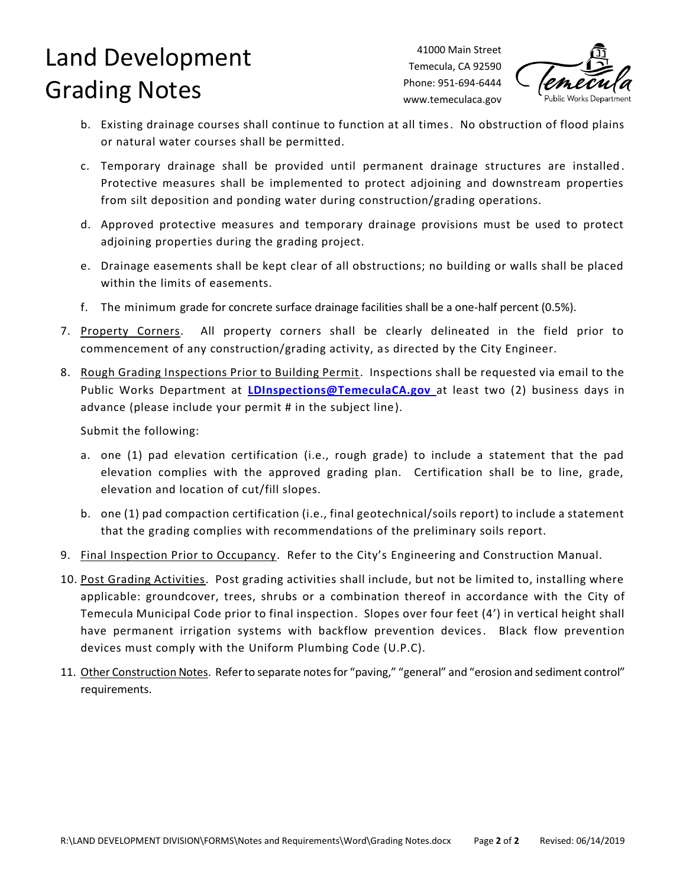b. Existing drainage courses shall continue to function at all times. No obstruction of flood plains or natural water courses shall be permitted.

c. Temporary drainage shall be provided until permanent drainage structures are installed. Protective measures shall be implemented to protect adjoining and downstream properties from silt deposition and ponding water during construction/grading operations.

d. Approved protective measures and temporary drainage provisions must be used to protect adjoining properties during the grading project.

e. Drainage easements shall be kept clear of all obstructions; no building or walls shall be placed within the limits of easements.

f. The minimum grade for concrete surface drainage facilities shall be a one-half percent (0.5%).

7. Property Corners. All property corners shall be clearly delineated in the field prior to commencement of any construction/grading activity, as directed by the City Engineer.

8. Rough Grading Inspections Prior to Building Permit. Inspections shall be requested via email to the Public Works Department at **LDInspections@TemeculaCA.gov** at least two (2) business days in advance (please include your permit # in the subject line).

   Submit the following:

   a. one (1) pad elevation certification (i.e., rough grade) to include a statement that the pad elevation complies with the approved grading plan. Certification shall be to line, grade, elevation and location of cut/fill slopes.

   b. one (1) pad compaction certification (i.e., final geotechnical/soils report) to include a statement that the grading complies with recommendations of the preliminary soils report.

9. Final Inspection Prior to Occupancy. Refer to the City's Engineering and Construction Manual.

10. Post Grading Activities. Post grading activities shall include, but not be limited to, installing where applicable: groundcover, trees, shrubs or a combination thereof in accordance with the City of Temecula Municipal Code prior to final inspection. Slopes over four feet (4') in vertical height shall have permanent irrigation systems with backflow prevention devices. Black flow prevention devices must comply with the Uniform Plumbing Code (U.P.C).

11. Other Construction Notes. Refer to separate notes for "paving," "general" and "erosion and sediment control" requirements.